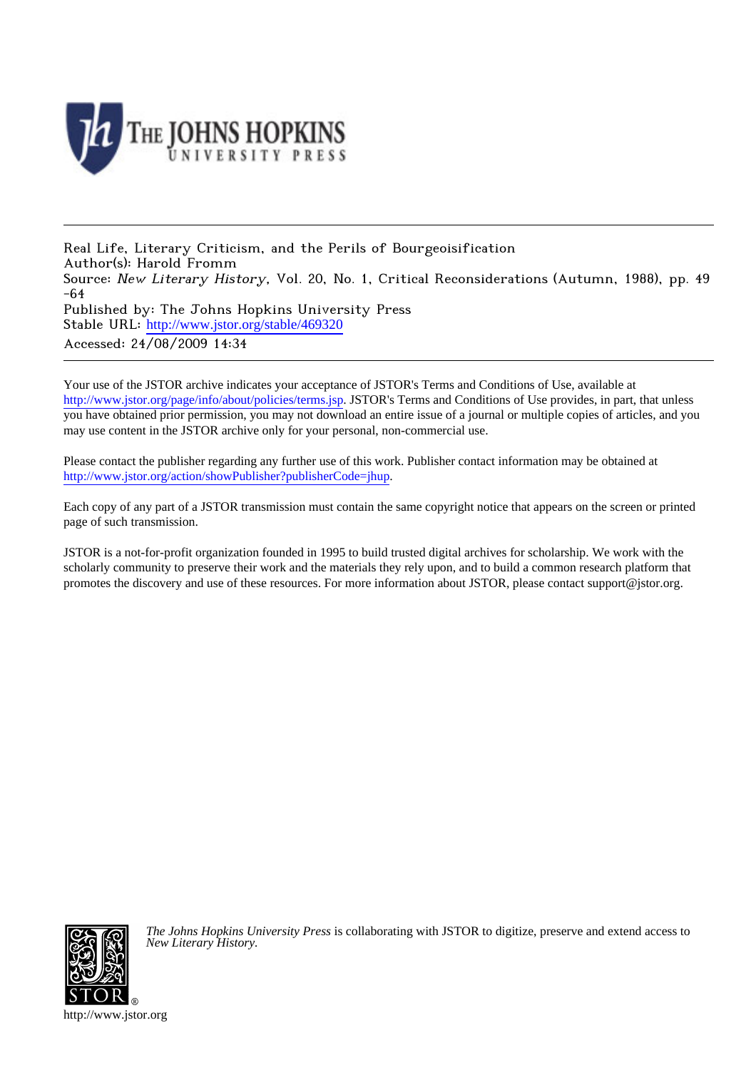THE JOHNS HOPKINS UNIVERSITY PRESS

Real Life, Literary Criticism, and the Perils of Bourgeoisification
Author(s): Harold Fromm
Source: *New Literary History*, Vol. 20, No. 1, Critical Reconsiderations (Autumn, 1988), pp. 49-64
Published by: The Johns Hopkins University Press
Stable URL: http://www.jstor.org/stable/469320
Accessed: 24/08/2009 14:34

Your use of the JSTOR archive indicates your acceptance of JSTOR's Terms and Conditions of Use, available at http://www.jstor.org/page/info/about/policies/terms.jsp. JSTOR's Terms and Conditions of Use provides, in part, that unless you have obtained prior permission, you may not download an entire issue of a journal or multiple copies of articles, and you may use content in the JSTOR archive only for your personal, non-commercial use.

Please contact the publisher regarding any further use of this work. Publisher contact information may be obtained at http://www.jstor.org/action/showPublisher?publisherCode=jhup.

Each copy of any part of a JSTOR transmission must contain the same copyright notice that appears on the screen or printed page of such transmission.

JSTOR is a not-for-profit organization founded in 1995 to build trusted digital archives for scholarship. We work with the scholarly community to preserve their work and the materials they rely upon, and to build a common research platform that promotes the discovery and use of these resources. For more information about JSTOR, please contact support@jstor.org.

*The Johns Hopkins University Press* is collaborating with JSTOR to digitize, preserve and extend access to *New Literary History.*

http://www.jstor.org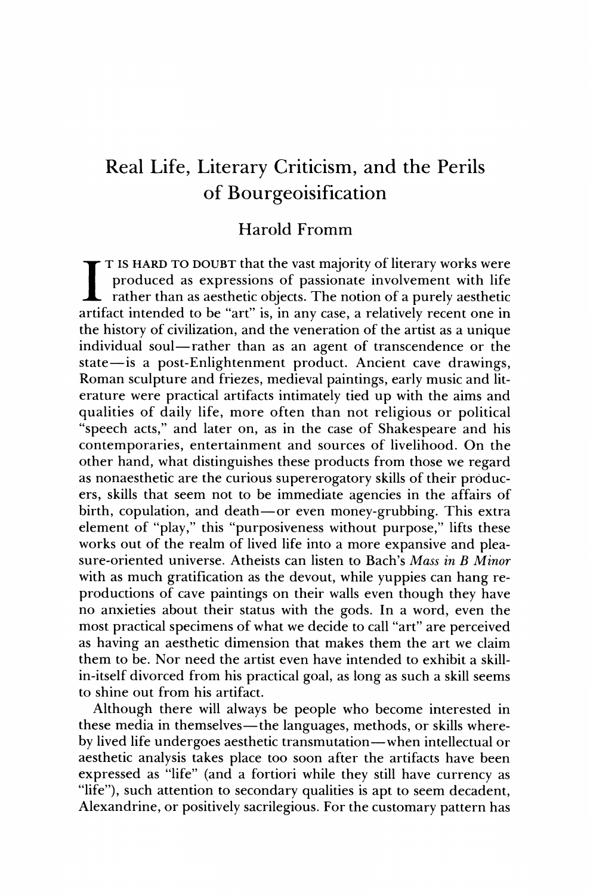# Real Life, Literary Criticism, and the Perils of Bourgeoisification

## Harold Fromm

It is hard to doubt that the vast majority of literary works were produced as expressions of passionate involvement with life rather than as aesthetic objects. The notion of a purely aesthetic artifact intended to be "art" is, in any case, a relatively recent one in the history of civilization, and the veneration of the artist as a unique individual soul—rather than as an agent of transcendence or the state—is a post-Enlightenment product. Ancient cave drawings, Roman sculpture and friezes, medieval paintings, early music and literature were practical artifacts intimately tied up with the aims and qualities of daily life, more often than not religious or political "speech acts," and later on, as in the case of Shakespeare and his contemporaries, entertainment and sources of livelihood. On the other hand, what distinguishes these products from those we regard as nonaesthetic are the curious supererogatory skills of their producers, skills that seem not to be immediate agencies in the affairs of birth, copulation, and death—or even money-grubbing. This extra element of "play," this "purposiveness without purpose," lifts these works out of the realm of lived life into a more expansive and pleasure-oriented universe. Atheists can listen to Bach's *Mass in B Minor* with as much gratification as the devout, while yuppies can hang reproductions of cave paintings on their walls even though they have no anxieties about their status with the gods. In a word, even the most practical specimens of what we decide to call "art" are perceived as having an aesthetic dimension that makes them the art we claim them to be. Nor need the artist even have intended to exhibit a skill-in-itself divorced from his practical goal, as long as such a skill seems to shine out from his artifact.

Although there will always be people who become interested in these media in themselves—the languages, methods, or skills whereby lived life undergoes aesthetic transmutation—when intellectual or aesthetic analysis takes place too soon after the artifacts have been expressed as "life" (and a fortiori while they still have currency as "life"), such attention to secondary qualities is apt to seem decadent, Alexandrine, or positively sacrilegious. For the customary pattern has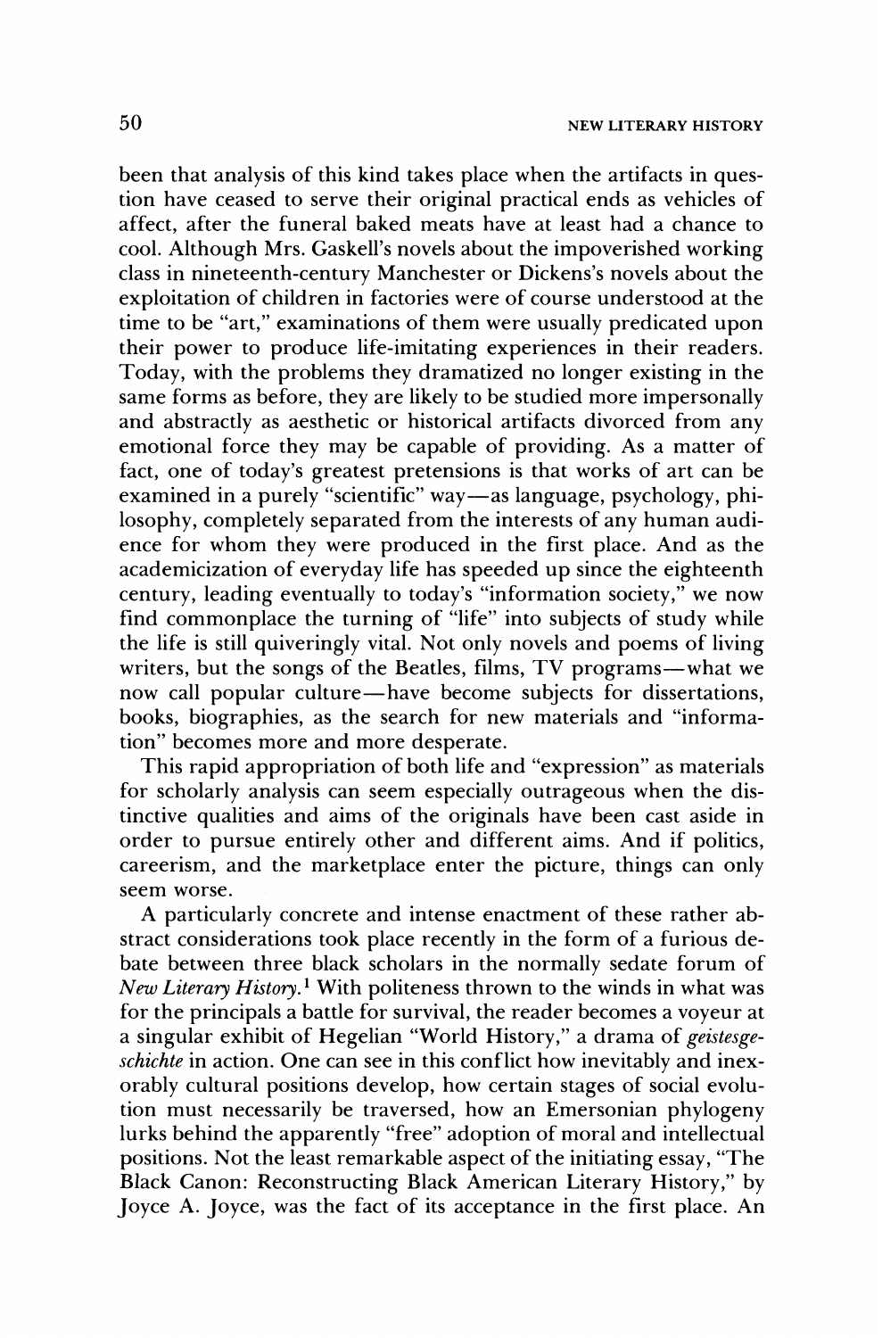been that analysis of this kind takes place when the artifacts in question have ceased to serve their original practical ends as vehicles of affect, after the funeral baked meats have at least had a chance to cool. Although Mrs. Gaskell's novels about the impoverished working class in nineteenth-century Manchester or Dickens's novels about the exploitation of children in factories were of course understood at the time to be "art," examinations of them were usually predicated upon their power to produce life-imitating experiences in their readers. Today, with the problems they dramatized no longer existing in the same forms as before, they are likely to be studied more impersonally and abstractly as aesthetic or historical artifacts divorced from any emotional force they may be capable of providing. As a matter of fact, one of today's greatest pretensions is that works of art can be examined in a purely "scientific" way—as language, psychology, philosophy, completely separated from the interests of any human audience for whom they were produced in the first place. And as the academicization of everyday life has speeded up since the eighteenth century, leading eventually to today's "information society," we now find commonplace the turning of "life" into subjects of study while the life is still quiveringly vital. Not only novels and poems of living writers, but the songs of the Beatles, films, TV programs—what we now call popular culture—have become subjects for dissertations, books, biographies, as the search for new materials and "information" becomes more and more desperate.

This rapid appropriation of both life and "expression" as materials for scholarly analysis can seem especially outrageous when the distinctive qualities and aims of the originals have been cast aside in order to pursue entirely other and different aims. And if politics, careerism, and the marketplace enter the picture, things can only seem worse.

A particularly concrete and intense enactment of these rather abstract considerations took place recently in the form of a furious debate between three black scholars in the normally sedate forum of *New Literary History*.[1] With politeness thrown to the winds in what was for the principals a battle for survival, the reader becomes a voyeur at a singular exhibit of Hegelian "World History," a drama of *geistesgeschichte* in action. One can see in this conflict how inevitably and inexorably cultural positions develop, how certain stages of social evolution must necessarily be traversed, how an Emersonian phylogeny lurks behind the apparently "free" adoption of moral and intellectual positions. Not the least remarkable aspect of the initiating essay, "The Black Canon: Reconstructing Black American Literary History," by Joyce A. Joyce, was the fact of its acceptance in the first place. An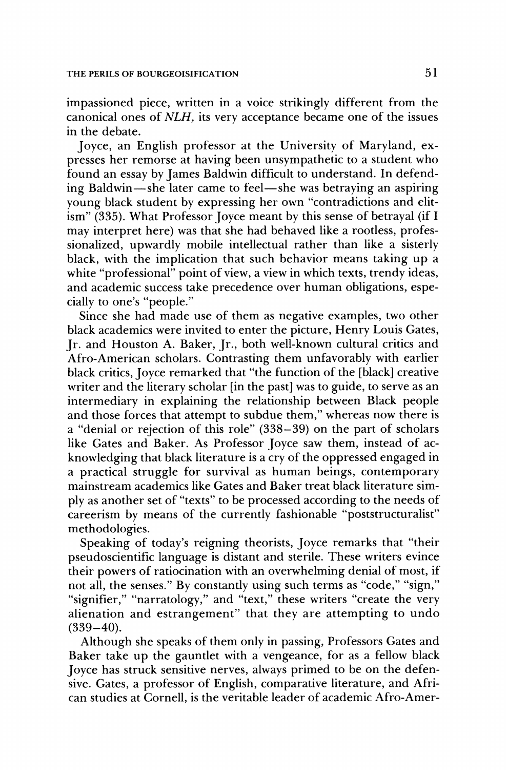impassioned piece, written in a voice strikingly different from the canonical ones of *NLH*, its very acceptance became one of the issues in the debate.

Joyce, an English professor at the University of Maryland, expresses her remorse at having been unsympathetic to a student who found an essay by James Baldwin difficult to understand. In defending Baldwin—she later came to feel—she was betraying an aspiring young black student by expressing her own "contradictions and elitism" (335). What Professor Joyce meant by this sense of betrayal (if I may interpret here) was that she had behaved like a rootless, professionalized, upwardly mobile intellectual rather than like a sisterly black, with the implication that such behavior means taking up a white "professional" point of view, a view in which texts, trendy ideas, and academic success take precedence over human obligations, especially to one's "people."

Since she had made use of them as negative examples, two other black academics were invited to enter the picture, Henry Louis Gates, Jr. and Houston A. Baker, Jr., both well-known cultural critics and Afro-American scholars. Contrasting them unfavorably with earlier black critics, Joyce remarked that "the function of the [black] creative writer and the literary scholar [in the past] was to guide, to serve as an intermediary in explaining the relationship between Black people and those forces that attempt to subdue them," whereas now there is a "denial or rejection of this role" (338–39) on the part of scholars like Gates and Baker. As Professor Joyce saw them, instead of acknowledging that black literature is a cry of the oppressed engaged in a practical struggle for survival as human beings, contemporary mainstream academics like Gates and Baker treat black literature simply as another set of "texts" to be processed according to the needs of careerism by means of the currently fashionable "poststructuralist" methodologies.

Speaking of today's reigning theorists, Joyce remarks that "their pseudoscientific language is distant and sterile. These writers evince their powers of ratiocination with an overwhelming denial of most, if not all, the senses." By constantly using such terms as "code," "sign," "signifier," "narratology," and "text," these writers "create the very alienation and estrangement" that they are attempting to undo (339–40).

Although she speaks of them only in passing, Professors Gates and Baker take up the gauntlet with a vengeance, for as a fellow black Joyce has struck sensitive nerves, always primed to be on the defensive. Gates, a professor of English, comparative literature, and African studies at Cornell, is the veritable leader of academic Afro-Amer-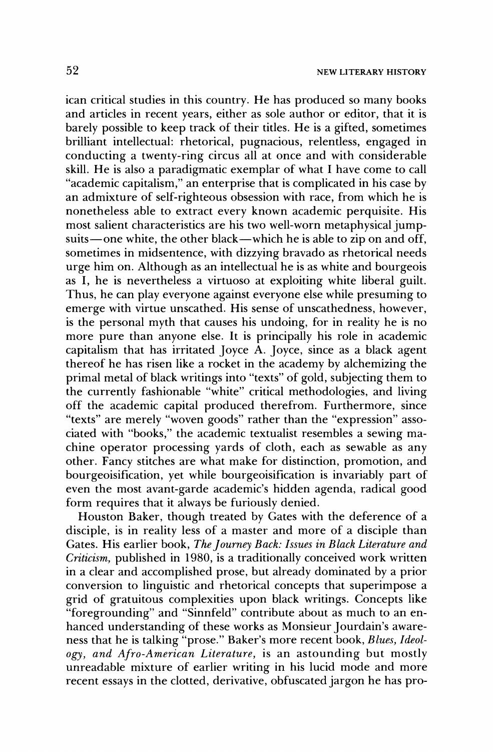ican critical studies in this country. He has produced so many books and articles in recent years, either as sole author or editor, that it is barely possible to keep track of their titles. He is a gifted, sometimes brilliant intellectual: rhetorical, pugnacious, relentless, engaged in conducting a twenty-ring circus all at once and with considerable skill. He is also a paradigmatic exemplar of what I have come to call "academic capitalism," an enterprise that is complicated in his case by an admixture of self-righteous obsession with race, from which he is nonetheless able to extract every known academic perquisite. His most salient characteristics are his two well-worn metaphysical jump-suits—one white, the other black—which he is able to zip on and off, sometimes in midsentence, with dizzying bravado as rhetorical needs urge him on. Although as an intellectual he is as white and bourgeois as I, he is nevertheless a virtuoso at exploiting white liberal guilt. Thus, he can play everyone against everyone else while presuming to emerge with virtue unscathed. His sense of unscathedness, however, is the personal myth that causes his undoing, for in reality he is no more pure than anyone else. It is principally his role in academic capitalism that has irritated Joyce A. Joyce, since as a black agent thereof he has risen like a rocket in the academy by alchemizing the primal metal of black writings into "texts" of gold, subjecting them to the currently fashionable "white" critical methodologies, and living off the academic capital produced therefrom. Furthermore, since "texts" are merely "woven goods" rather than the "expression" associated with "books," the academic textualist resembles a sewing machine operator processing yards of cloth, each as sewable as any other. Fancy stitches are what make for distinction, promotion, and bourgeoisification, yet while bourgeoisification is invariably part of even the most avant-garde academic's hidden agenda, radical good form requires that it always be furiously denied.

Houston Baker, though treated by Gates with the deference of a disciple, is in reality less of a master and more of a disciple than Gates. His earlier book, *The Journey Back: Issues in Black Literature and Criticism,* published in 1980, is a traditionally conceived work written in a clear and accomplished prose, but already dominated by a prior conversion to linguistic and rhetorical concepts that superimpose a grid of gratuitous complexities upon black writings. Concepts like "foregrounding" and "Sinnfeld" contribute about as much to an enhanced understanding of these works as Monsieur Jourdain's awareness that he is talking "prose." Baker's more recent book, *Blues, Ideology, and Afro-American Literature,* is an astounding but mostly unreadable mixture of earlier writing in his lucid mode and more recent essays in the clotted, derivative, obfuscated jargon he has pro-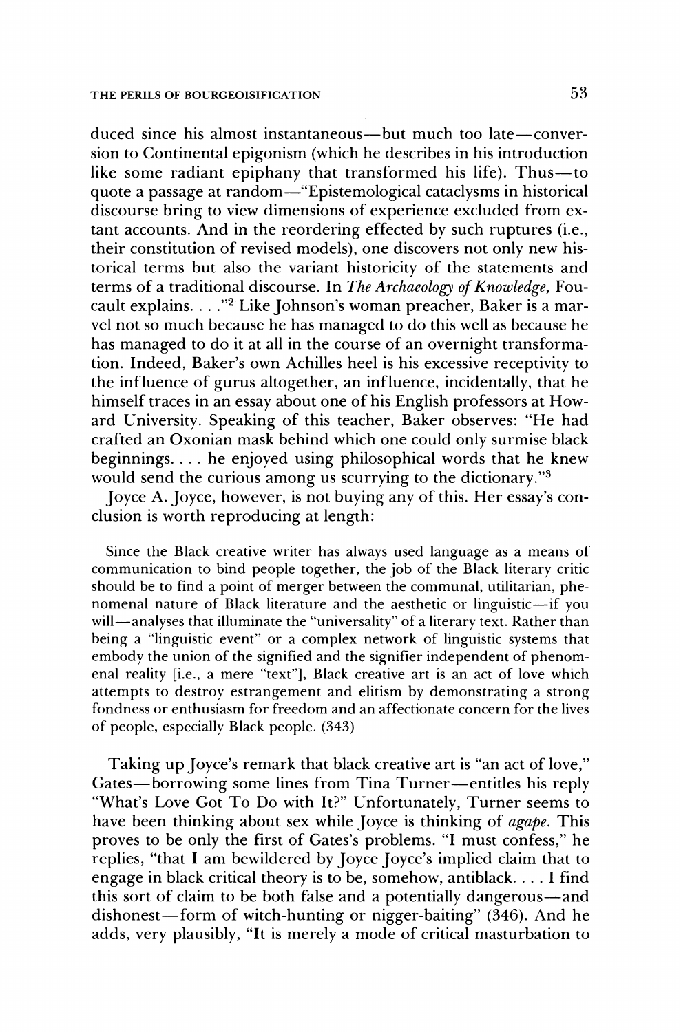duced since his almost instantaneous—but much too late—conversion to Continental epigonism (which he describes in his introduction like some radiant epiphany that transformed his life). Thus—to quote a passage at random—"Epistemological cataclysms in historical discourse bring to view dimensions of experience excluded from extant accounts. And in the reordering effected by such ruptures (i.e., their constitution of revised models), one discovers not only new historical terms but also the variant historicity of the statements and terms of a traditional discourse. In *The Archaeology of Knowledge,* Foucault explains. . . ."[2] Like Johnson's woman preacher, Baker is a marvel not so much because he has managed to do this well as because he has managed to do it at all in the course of an overnight transformation. Indeed, Baker's own Achilles heel is his excessive receptivity to the influence of gurus altogether, an influence, incidentally, that he himself traces in an essay about one of his English professors at Howard University. Speaking of this teacher, Baker observes: "He had crafted an Oxonian mask behind which one could only surmise black beginnings. . . . he enjoyed using philosophical words that he knew would send the curious among us scurrying to the dictionary."[3]

Joyce A. Joyce, however, is not buying any of this. Her essay's conclusion is worth reproducing at length:

> Since the Black creative writer has always used language as a means of communication to bind people together, the job of the Black literary critic should be to find a point of merger between the communal, utilitarian, phenomenal nature of Black literature and the aesthetic or linguistic—if you will—analyses that illuminate the "universality" of a literary text. Rather than being a "linguistic event" or a complex network of linguistic systems that embody the union of the signified and the signifier independent of phenomenal reality [i.e., a mere "text"], Black creative art is an act of love which attempts to destroy estrangement and elitism by demonstrating a strong fondness or enthusiasm for freedom and an affectionate concern for the lives of people, especially Black people. (343)

Taking up Joyce's remark that black creative art is "an act of love," Gates—borrowing some lines from Tina Turner—entitles his reply "What's Love Got To Do with It?" Unfortunately, Turner seems to have been thinking about sex while Joyce is thinking of *agape.* This proves to be only the first of Gates's problems. "I must confess," he replies, "that I am bewildered by Joyce Joyce's implied claim that to engage in black critical theory is to be, somehow, antiblack. . . . I find this sort of claim to be both false and a potentially dangerous—and dishonest—form of witch-hunting or nigger-baiting" (346). And he adds, very plausibly, "It is merely a mode of critical masturbation to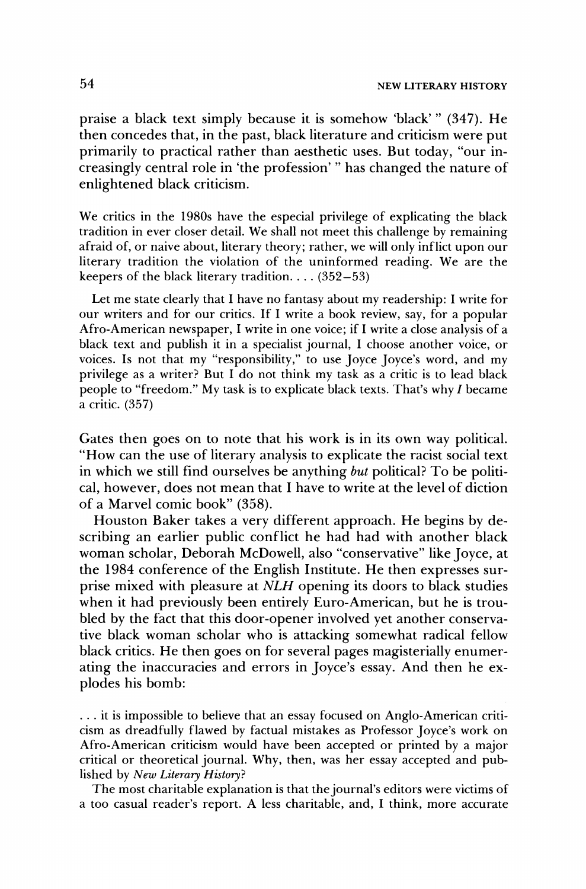praise a black text simply because it is somehow 'black' " (347). He then concedes that, in the past, black literature and criticism were put primarily to practical rather than aesthetic uses. But today, "our increasingly central role in 'the profession' " has changed the nature of enlightened black criticism.

> We critics in the 1980s have the especial privilege of explicating the black tradition in ever closer detail. We shall not meet this challenge by remaining afraid of, or naive about, literary theory; rather, we will only inflict upon our literary tradition the violation of the uninformed reading. We are the keepers of the black literary tradition. . . . (352–53)
>
> Let me state clearly that I have no fantasy about my readership: I write for our writers and for our critics. If I write a book review, say, for a popular Afro-American newspaper, I write in one voice; if I write a close analysis of a black text and publish it in a specialist journal, I choose another voice, or voices. Is not that my "responsibility," to use Joyce Joyce's word, and my privilege as a writer? But I do not think my task as a critic is to lead black people to "freedom." My task is to explicate black texts. That's why *I* became a critic. (357)

Gates then goes on to note that his work is in its own way political. "How can the use of literary analysis to explicate the racist social text in which we still find ourselves be anything *but* political? To be political, however, does not mean that I have to write at the level of diction of a Marvel comic book" (358).

Houston Baker takes a very different approach. He begins by describing an earlier public conflict he had had with another black woman scholar, Deborah McDowell, also "conservative" like Joyce, at the 1984 conference of the English Institute. He then expresses surprise mixed with pleasure at *NLH* opening its doors to black studies when it had previously been entirely Euro-American, but he is troubled by the fact that this door-opener involved yet another conservative black woman scholar who is attacking somewhat radical fellow black critics. He then goes on for several pages magisterially enumerating the inaccuracies and errors in Joyce's essay. And then he explodes his bomb:

> . . . it is impossible to believe that an essay focused on Anglo-American criticism as dreadfully flawed by factual mistakes as Professor Joyce's work on Afro-American criticism would have been accepted or printed by a major critical or theoretical journal. Why, then, was her essay accepted and published by *New Literary History*?
>
> The most charitable explanation is that the journal's editors were victims of a too casual reader's report. A less charitable, and, I think, more accurate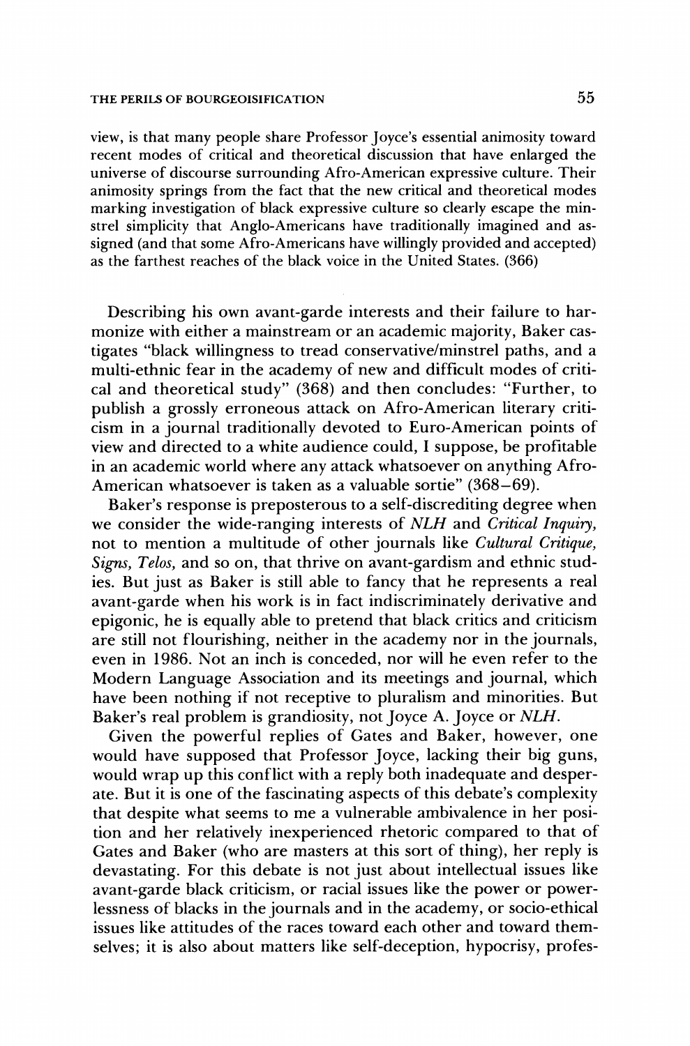view, is that many people share Professor Joyce's essential animosity toward recent modes of critical and theoretical discussion that have enlarged the universe of discourse surrounding Afro-American expressive culture. Their animosity springs from the fact that the new critical and theoretical modes marking investigation of black expressive culture so clearly escape the minstrel simplicity that Anglo-Americans have traditionally imagined and assigned (and that some Afro-Americans have willingly provided and accepted) as the farthest reaches of the black voice in the United States. (366)

Describing his own avant-garde interests and their failure to harmonize with either a mainstream or an academic majority, Baker castigates "black willingness to tread conservative/minstrel paths, and a multi-ethnic fear in the academy of new and difficult modes of critical and theoretical study" (368) and then concludes: "Further, to publish a grossly erroneous attack on Afro-American literary criticism in a journal traditionally devoted to Euro-American points of view and directed to a white audience could, I suppose, be profitable in an academic world where any attack whatsoever on anything Afro-American whatsoever is taken as a valuable sortie" (368–69).

Baker's response is preposterous to a self-discrediting degree when we consider the wide-ranging interests of *NLH* and *Critical Inquiry*, not to mention a multitude of other journals like *Cultural Critique*, *Signs*, *Telos*, and so on, that thrive on avant-gardism and ethnic studies. But just as Baker is still able to fancy that he represents a real avant-garde when his work is in fact indiscriminately derivative and epigonic, he is equally able to pretend that black critics and criticism are still not flourishing, neither in the academy nor in the journals, even in 1986. Not an inch is conceded, nor will he even refer to the Modern Language Association and its meetings and journal, which have been nothing if not receptive to pluralism and minorities. But Baker's real problem is grandiosity, not Joyce A. Joyce or *NLH*.

Given the powerful replies of Gates and Baker, however, one would have supposed that Professor Joyce, lacking their big guns, would wrap up this conflict with a reply both inadequate and desperate. But it is one of the fascinating aspects of this debate's complexity that despite what seems to me a vulnerable ambivalence in her position and her relatively inexperienced rhetoric compared to that of Gates and Baker (who are masters at this sort of thing), her reply is devastating. For this debate is not just about intellectual issues like avant-garde black criticism, or racial issues like the power or powerlessness of blacks in the journals and in the academy, or socio-ethical issues like attitudes of the races toward each other and toward themselves; it is also about matters like self-deception, hypocrisy, profes-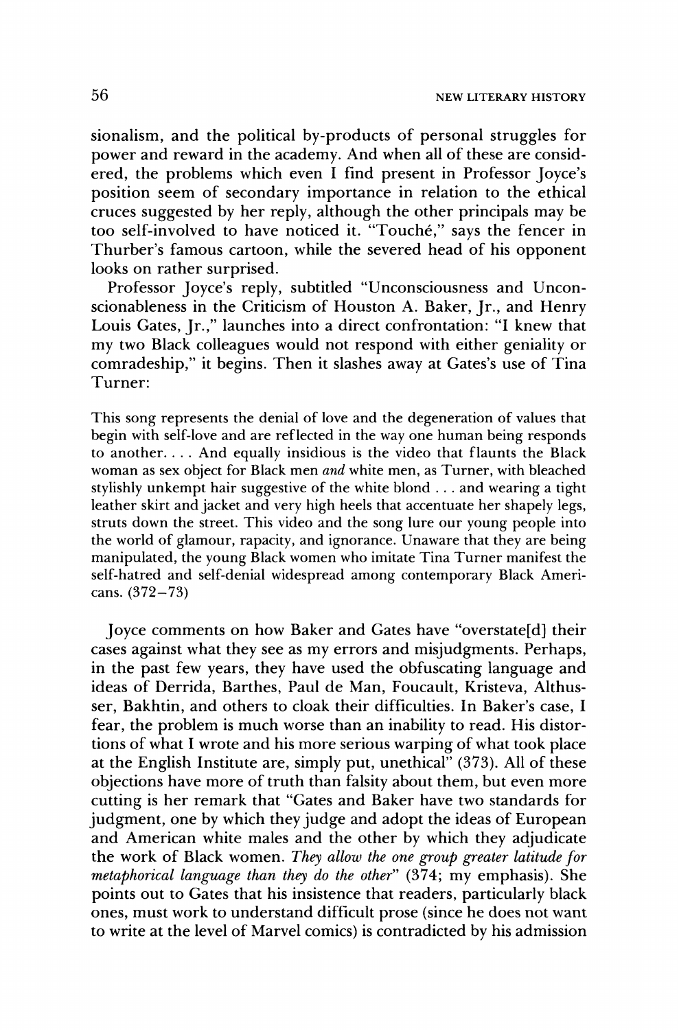sionalism, and the political by-products of personal struggles for power and reward in the academy. And when all of these are considered, the problems which even I find present in Professor Joyce's position seem of secondary importance in relation to the ethical cruces suggested by her reply, although the other principals may be too self-involved to have noticed it. "Touché," says the fencer in Thurber's famous cartoon, while the severed head of his opponent looks on rather surprised.

Professor Joyce's reply, subtitled "Unconsciousness and Unconscionableness in the Criticism of Houston A. Baker, Jr., and Henry Louis Gates, Jr.," launches into a direct confrontation: "I knew that my two Black colleagues would not respond with either geniality or comradeship," it begins. Then it slashes away at Gates's use of Tina Turner:

> This song represents the denial of love and the degeneration of values that begin with self-love and are reflected in the way one human being responds to another. . . . And equally insidious is the video that flaunts the Black woman as sex object for Black men *and* white men, as Turner, with bleached stylishly unkempt hair suggestive of the white blond . . . and wearing a tight leather skirt and jacket and very high heels that accentuate her shapely legs, struts down the street. This video and the song lure our young people into the world of glamour, rapacity, and ignorance. Unaware that they are being manipulated, the young Black women who imitate Tina Turner manifest the self-hatred and self-denial widespread among contemporary Black Americans. (372–73)

Joyce comments on how Baker and Gates have "overstate[d] their cases against what they see as my errors and misjudgments. Perhaps, in the past few years, they have used the obfuscating language and ideas of Derrida, Barthes, Paul de Man, Foucault, Kristeva, Althusser, Bakhtin, and others to cloak their difficulties. In Baker's case, I fear, the problem is much worse than an inability to read. His distortions of what I wrote and his more serious warping of what took place at the English Institute are, simply put, unethical" (373). All of these objections have more of truth than falsity about them, but even more cutting is her remark that "Gates and Baker have two standards for judgment, one by which they judge and adopt the ideas of European and American white males and the other by which they adjudicate the work of Black women. *They allow the one group greater latitude for metaphorical language than they do the other*" (374; my emphasis). She points out to Gates that his insistence that readers, particularly black ones, must work to understand difficult prose (since he does not want to write at the level of Marvel comics) is contradicted by his admission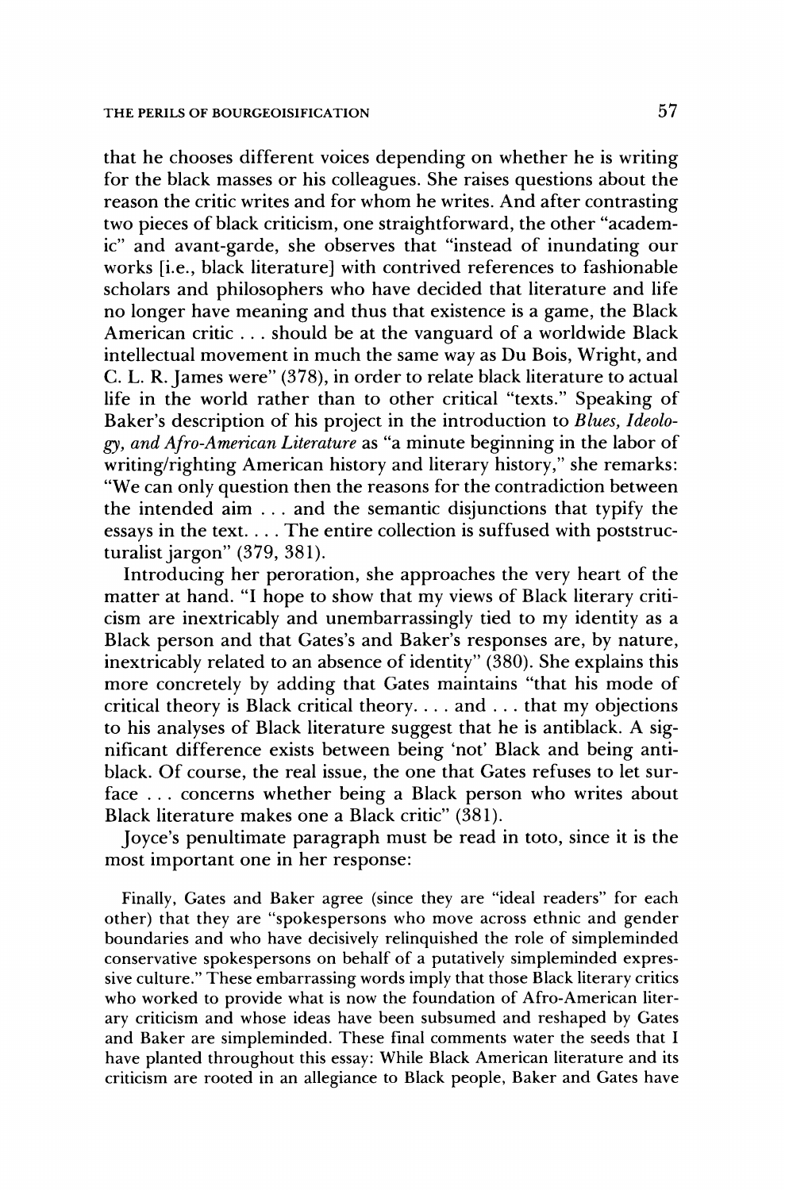that he chooses different voices depending on whether he is writing for the black masses or his colleagues. She raises questions about the reason the critic writes and for whom he writes. And after contrasting two pieces of black criticism, one straightforward, the other "academic" and avant-garde, she observes that "instead of inundating our works [i.e., black literature] with contrived references to fashionable scholars and philosophers who have decided that literature and life no longer have meaning and thus that existence is a game, the Black American critic . . . should be at the vanguard of a worldwide Black intellectual movement in much the same way as Du Bois, Wright, and C. L. R. James were" (378), in order to relate black literature to actual life in the world rather than to other critical "texts." Speaking of Baker's description of his project in the introduction to *Blues, Ideology, and Afro-American Literature* as "a minute beginning in the labor of writing/righting American history and literary history," she remarks: "We can only question then the reasons for the contradiction between the intended aim . . . and the semantic disjunctions that typify the essays in the text. . . . The entire collection is suffused with poststructuralist jargon" (379, 381).

Introducing her peroration, she approaches the very heart of the matter at hand. "I hope to show that my views of Black literary criticism are inextricably and unembarrassingly tied to my identity as a Black person and that Gates's and Baker's responses are, by nature, inextricably related to an absence of identity" (380). She explains this more concretely by adding that Gates maintains "that his mode of critical theory is Black critical theory. . . . and . . . that my objections to his analyses of Black literature suggest that he is antiblack. A significant difference exists between being 'not' Black and being antiblack. Of course, the real issue, the one that Gates refuses to let surface . . . concerns whether being a Black person who writes about Black literature makes one a Black critic" (381).

Joyce's penultimate paragraph must be read in toto, since it is the most important one in her response:

> Finally, Gates and Baker agree (since they are "ideal readers" for each other) that they are "spokespersons who move across ethnic and gender boundaries and who have decisively relinquished the role of simpleminded conservative spokespersons on behalf of a putatively simpleminded expressive culture." These embarrassing words imply that those Black literary critics who worked to provide what is now the foundation of Afro-American literary criticism and whose ideas have been subsumed and reshaped by Gates and Baker are simpleminded. These final comments water the seeds that I have planted throughout this essay: While Black American literature and its criticism are rooted in an allegiance to Black people, Baker and Gates have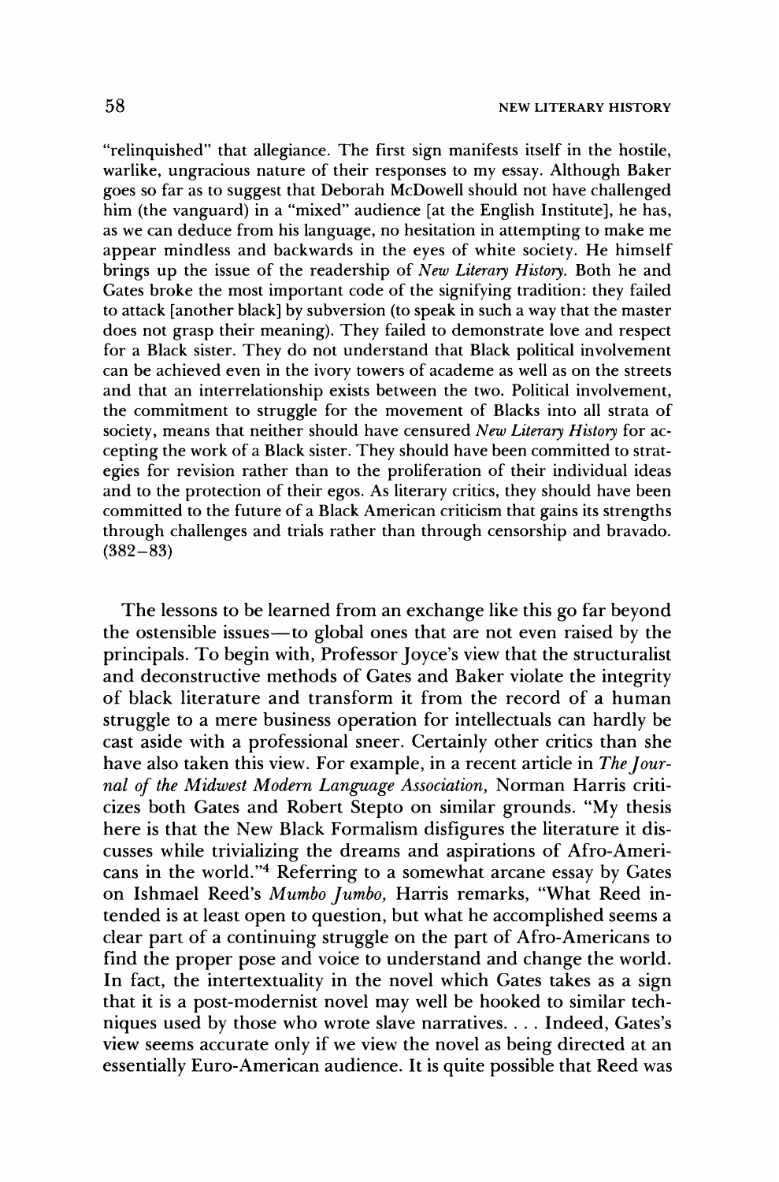"relinquished" that allegiance. The first sign manifests itself in the hostile, warlike, ungracious nature of their responses to my essay. Although Baker goes so far as to suggest that Deborah McDowell should not have challenged him (the vanguard) in a "mixed" audience [at the English Institute], he has, as we can deduce from his language, no hesitation in attempting to make me appear mindless and backwards in the eyes of white society. He himself brings up the issue of the readership of *New Literary History*. Both he and Gates broke the most important code of the signifying tradition: they failed to attack [another black] by subversion (to speak in such a way that the master does not grasp their meaning). They failed to demonstrate love and respect for a Black sister. They do not understand that Black political involvement can be achieved even in the ivory towers of academe as well as on the streets and that an interrelationship exists between the two. Political involvement, the commitment to struggle for the movement of Blacks into all strata of society, means that neither should have censured *New Literary History* for accepting the work of a Black sister. They should have been committed to strategies for revision rather than to the proliferation of their individual ideas and to the protection of their egos. As literary critics, they should have been committed to the future of a Black American criticism that gains its strengths through challenges and trials rather than through censorship and bravado. (382–83)

The lessons to be learned from an exchange like this go far beyond the ostensible issues—to global ones that are not even raised by the principals. To begin with, Professor Joyce's view that the structuralist and deconstructive methods of Gates and Baker violate the integrity of black literature and transform it from the record of a human struggle to a mere business operation for intellectuals can hardly be cast aside with a professional sneer. Certainly other critics than she have also taken this view. For example, in a recent article in *The Journal of the Midwest Modern Language Association*, Norman Harris criticizes both Gates and Robert Stepto on similar grounds. "My thesis here is that the New Black Formalism disfigures the literature it discusses while trivializing the dreams and aspirations of Afro-Americans in the world."[4] Referring to a somewhat arcane essay by Gates on Ishmael Reed's *Mumbo Jumbo*, Harris remarks, "What Reed intended is at least open to question, but what he accomplished seems a clear part of a continuing struggle on the part of Afro-Americans to find the proper pose and voice to understand and change the world. In fact, the intertextuality in the novel which Gates takes as a sign that it is a post-modernist novel may well be hooked to similar techniques used by those who wrote slave narratives. . . . Indeed, Gates's view seems accurate only if we view the novel as being directed at an essentially Euro-American audience. It is quite possible that Reed was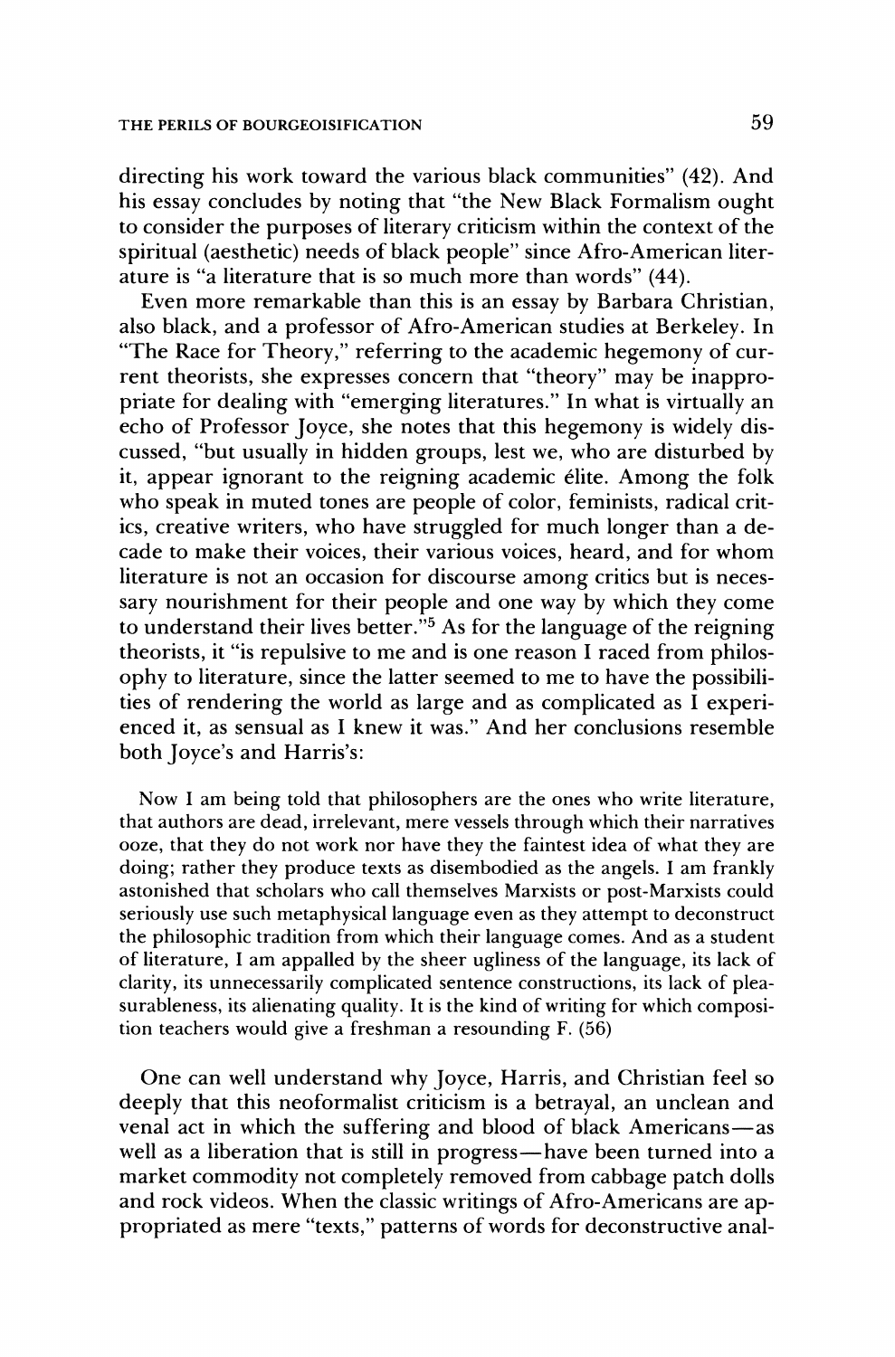directing his work toward the various black communities" (42). And his essay concludes by noting that "the New Black Formalism ought to consider the purposes of literary criticism within the context of the spiritual (aesthetic) needs of black people" since Afro-American literature is "a literature that is so much more than words" (44).

Even more remarkable than this is an essay by Barbara Christian, also black, and a professor of Afro-American studies at Berkeley. In "The Race for Theory," referring to the academic hegemony of current theorists, she expresses concern that "theory" may be inappropriate for dealing with "emerging literatures." In what is virtually an echo of Professor Joyce, she notes that this hegemony is widely discussed, "but usually in hidden groups, lest we, who are disturbed by it, appear ignorant to the reigning academic élite. Among the folk who speak in muted tones are people of color, feminists, radical critics, creative writers, who have struggled for much longer than a decade to make their voices, their various voices, heard, and for whom literature is not an occasion for discourse among critics but is necessary nourishment for their people and one way by which they come to understand their lives better."[5] As for the language of the reigning theorists, it "is repulsive to me and is one reason I raced from philosophy to literature, since the latter seemed to me to have the possibilities of rendering the world as large and as complicated as I experienced it, as sensual as I knew it was." And her conclusions resemble both Joyce's and Harris's:

> Now I am being told that philosophers are the ones who write literature, that authors are dead, irrelevant, mere vessels through which their narratives ooze, that they do not work nor have they the faintest idea of what they are doing; rather they produce texts as disembodied as the angels. I am frankly astonished that scholars who call themselves Marxists or post-Marxists could seriously use such metaphysical language even as they attempt to deconstruct the philosophic tradition from which their language comes. And as a student of literature, I am appalled by the sheer ugliness of the language, its lack of clarity, its unnecessarily complicated sentence constructions, its lack of pleasurableness, its alienating quality. It is the kind of writing for which composition teachers would give a freshman a resounding F. (56)

One can well understand why Joyce, Harris, and Christian feel so deeply that this neoformalist criticism is a betrayal, an unclean and venal act in which the suffering and blood of black Americans—as well as a liberation that is still in progress—have been turned into a market commodity not completely removed from cabbage patch dolls and rock videos. When the classic writings of Afro-Americans are appropriated as mere "texts," patterns of words for deconstructive anal-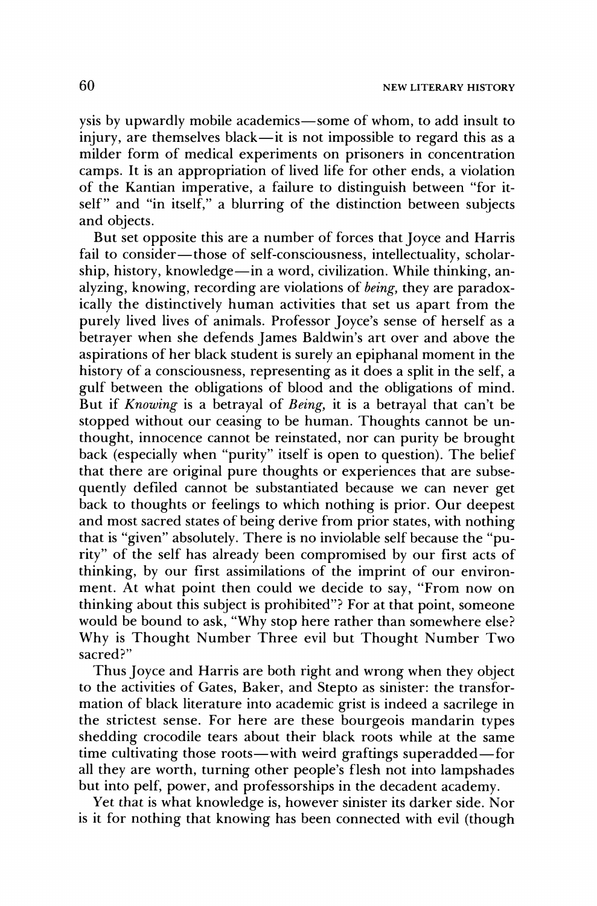ysis by upwardly mobile academics—some of whom, to add insult to injury, are themselves black—it is not impossible to regard this as a milder form of medical experiments on prisoners in concentration camps. It is an appropriation of lived life for other ends, a violation of the Kantian imperative, a failure to distinguish between "for itself" and "in itself," a blurring of the distinction between subjects and objects.

But set opposite this are a number of forces that Joyce and Harris fail to consider—those of self-consciousness, intellectuality, scholarship, history, knowledge—in a word, civilization. While thinking, analyzing, knowing, recording are violations of *being,* they are paradoxically the distinctively human activities that set us apart from the purely lived lives of animals. Professor Joyce's sense of herself as a betrayer when she defends James Baldwin's art over and above the aspirations of her black student is surely an epiphanal moment in the history of a consciousness, representing as it does a split in the self, a gulf between the obligations of blood and the obligations of mind. But if *Knowing* is a betrayal of *Being,* it is a betrayal that can't be stopped without our ceasing to be human. Thoughts cannot be unthought, innocence cannot be reinstated, nor can purity be brought back (especially when "purity" itself is open to question). The belief that there are original pure thoughts or experiences that are subsequently defiled cannot be substantiated because we can never get back to thoughts or feelings to which nothing is prior. Our deepest and most sacred states of being derive from prior states, with nothing that is "given" absolutely. There is no inviolable self because the "purity" of the self has already been compromised by our first acts of thinking, by our first assimilations of the imprint of our environment. At what point then could we decide to say, "From now on thinking about this subject is prohibited"? For at that point, someone would be bound to ask, "Why stop here rather than somewhere else? Why is Thought Number Three evil but Thought Number Two sacred?"

Thus Joyce and Harris are both right and wrong when they object to the activities of Gates, Baker, and Stepto as sinister: the transformation of black literature into academic grist is indeed a sacrilege in the strictest sense. For here are these bourgeois mandarin types shedding crocodile tears about their black roots while at the same time cultivating those roots—with weird graftings superadded—for all they are worth, turning other people's flesh not into lampshades but into pelf, power, and professorships in the decadent academy.

Yet that is what knowledge is, however sinister its darker side. Nor is it for nothing that knowing has been connected with evil (though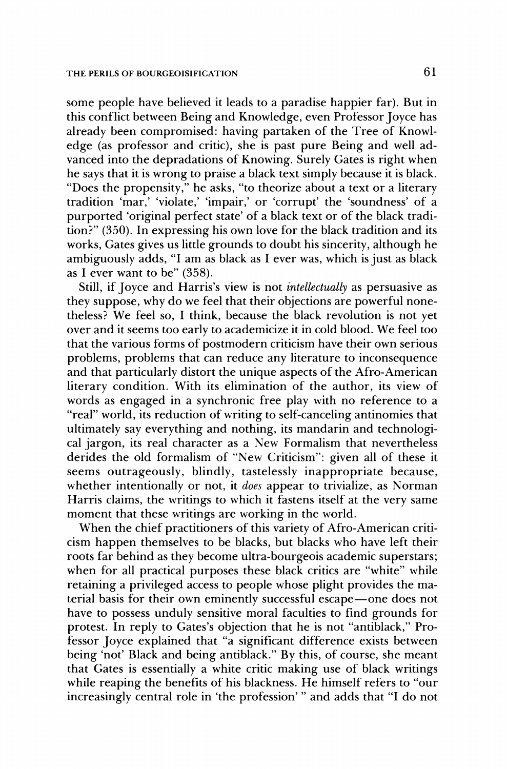some people have believed it leads to a paradise happier far). But in this conflict between Being and Knowledge, even Professor Joyce has already been compromised: having partaken of the Tree of Knowledge (as professor and critic), she is past pure Being and well advanced into the depradations of Knowing. Surely Gates is right when he says that it is wrong to praise a black text simply because it is black. "Does the propensity," he asks, "to theorize about a text or a literary tradition 'mar,' 'violate,' 'impair,' or 'corrupt' the 'soundness' of a purported 'original perfect state' of a black text or of the black tradition?" (350). In expressing his own love for the black tradition and its works, Gates gives us little grounds to doubt his sincerity, although he ambiguously adds, "I am as black as I ever was, which is just as black as I ever want to be" (358).

Still, if Joyce and Harris's view is not *intellectually* as persuasive as they suppose, why do we feel that their objections are powerful nonetheless? We feel so, I think, because the black revolution is not yet over and it seems too early to academicize it in cold blood. We feel too that the various forms of postmodern criticism have their own serious problems, problems that can reduce any literature to inconsequence and that particularly distort the unique aspects of the Afro-American literary condition. With its elimination of the author, its view of words as engaged in a synchronic free play with no reference to a "real" world, its reduction of writing to self-canceling antinomies that ultimately say everything and nothing, its mandarin and technological jargon, its real character as a New Formalism that nevertheless derides the old formalism of "New Criticism": given all of these it seems outrageously, blindly, tastelessly inappropriate because, whether intentionally or not, it *does* appear to trivialize, as Norman Harris claims, the writings to which it fastens itself at the very same moment that these writings are working in the world.

When the chief practitioners of this variety of Afro-American criticism happen themselves to be blacks, but blacks who have left their roots far behind as they become ultra-bourgeois academic superstars; when for all practical purposes these black critics are "white" while retaining a privileged access to people whose plight provides the material basis for their own eminently successful escape—one does not have to possess unduly sensitive moral faculties to find grounds for protest. In reply to Gates's objection that he is not "antiblack," Professor Joyce explained that "a significant difference exists between being 'not' Black and being antiblack." By this, of course, she meant that Gates is essentially a white critic making use of black writings while reaping the benefits of his blackness. He himself refers to "our increasingly central role in 'the profession' " and adds that "I do not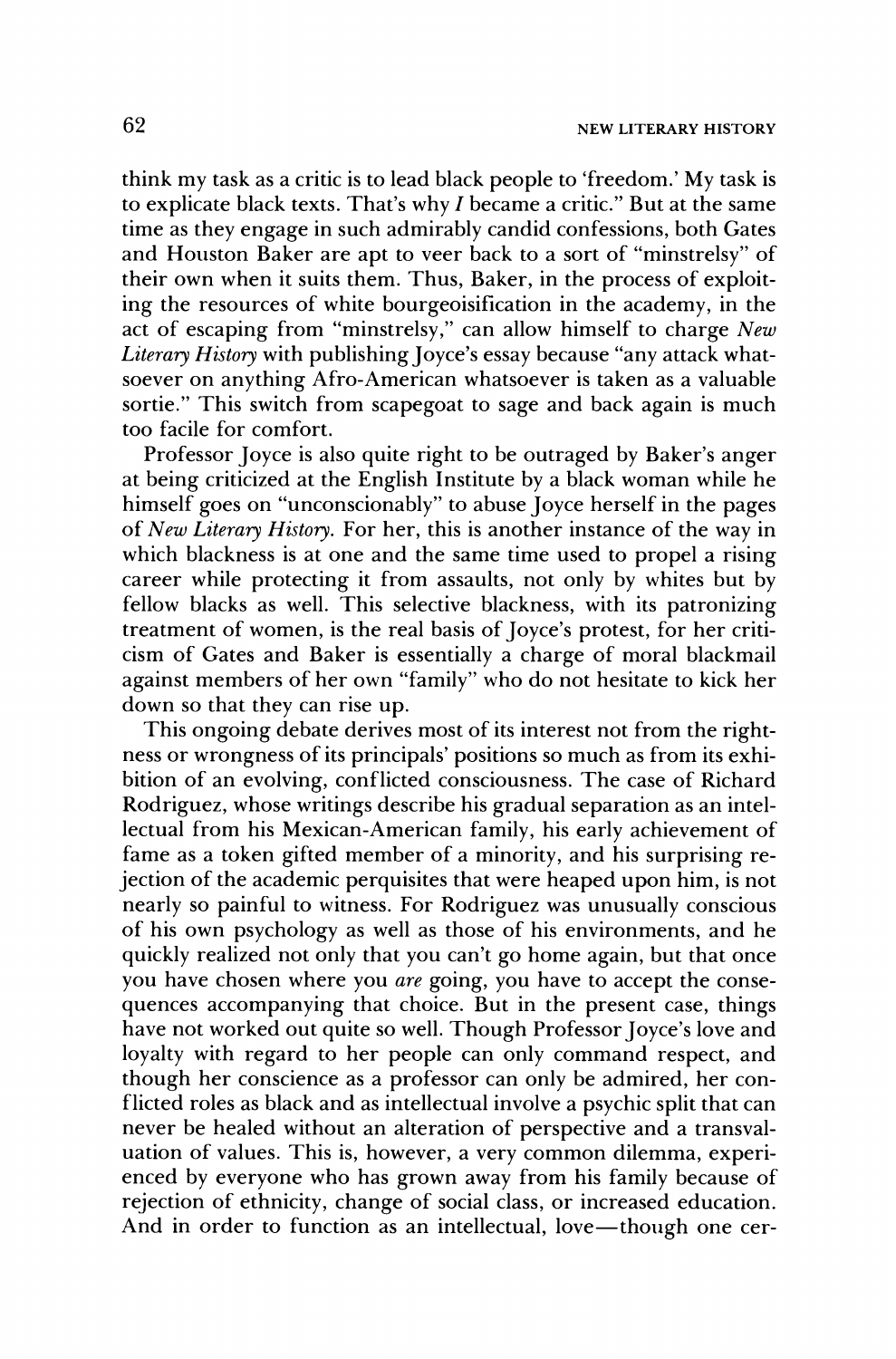think my task as a critic is to lead black people to 'freedom.' My task is to explicate black texts. That's why *I* became a critic." But at the same time as they engage in such admirably candid confessions, both Gates and Houston Baker are apt to veer back to a sort of "minstrelsy" of their own when it suits them. Thus, Baker, in the process of exploiting the resources of white bourgeoisification in the academy, in the act of escaping from "minstrelsy," can allow himself to charge *New Literary History* with publishing Joyce's essay because "any attack whatsoever on anything Afro-American whatsoever is taken as a valuable sortie." This switch from scapegoat to sage and back again is much too facile for comfort.

Professor Joyce is also quite right to be outraged by Baker's anger at being criticized at the English Institute by a black woman while he himself goes on "unconscionably" to abuse Joyce herself in the pages of *New Literary History*. For her, this is another instance of the way in which blackness is at one and the same time used to propel a rising career while protecting it from assaults, not only by whites but by fellow blacks as well. This selective blackness, with its patronizing treatment of women, is the real basis of Joyce's protest, for her criticism of Gates and Baker is essentially a charge of moral blackmail against members of her own "family" who do not hesitate to kick her down so that they can rise up.

This ongoing debate derives most of its interest not from the rightness or wrongness of its principals' positions so much as from its exhibition of an evolving, conflicted consciousness. The case of Richard Rodriguez, whose writings describe his gradual separation as an intellectual from his Mexican-American family, his early achievement of fame as a token gifted member of a minority, and his surprising rejection of the academic perquisites that were heaped upon him, is not nearly so painful to witness. For Rodriguez was unusually conscious of his own psychology as well as those of his environments, and he quickly realized not only that you can't go home again, but that once you have chosen where you *are* going, you have to accept the consequences accompanying that choice. But in the present case, things have not worked out quite so well. Though Professor Joyce's love and loyalty with regard to her people can only command respect, and though her conscience as a professor can only be admired, her conflicted roles as black and as intellectual involve a psychic split that can never be healed without an alteration of perspective and a transvaluation of values. This is, however, a very common dilemma, experienced by everyone who has grown away from his family because of rejection of ethnicity, change of social class, or increased education. And in order to function as an intellectual, love—though one cer-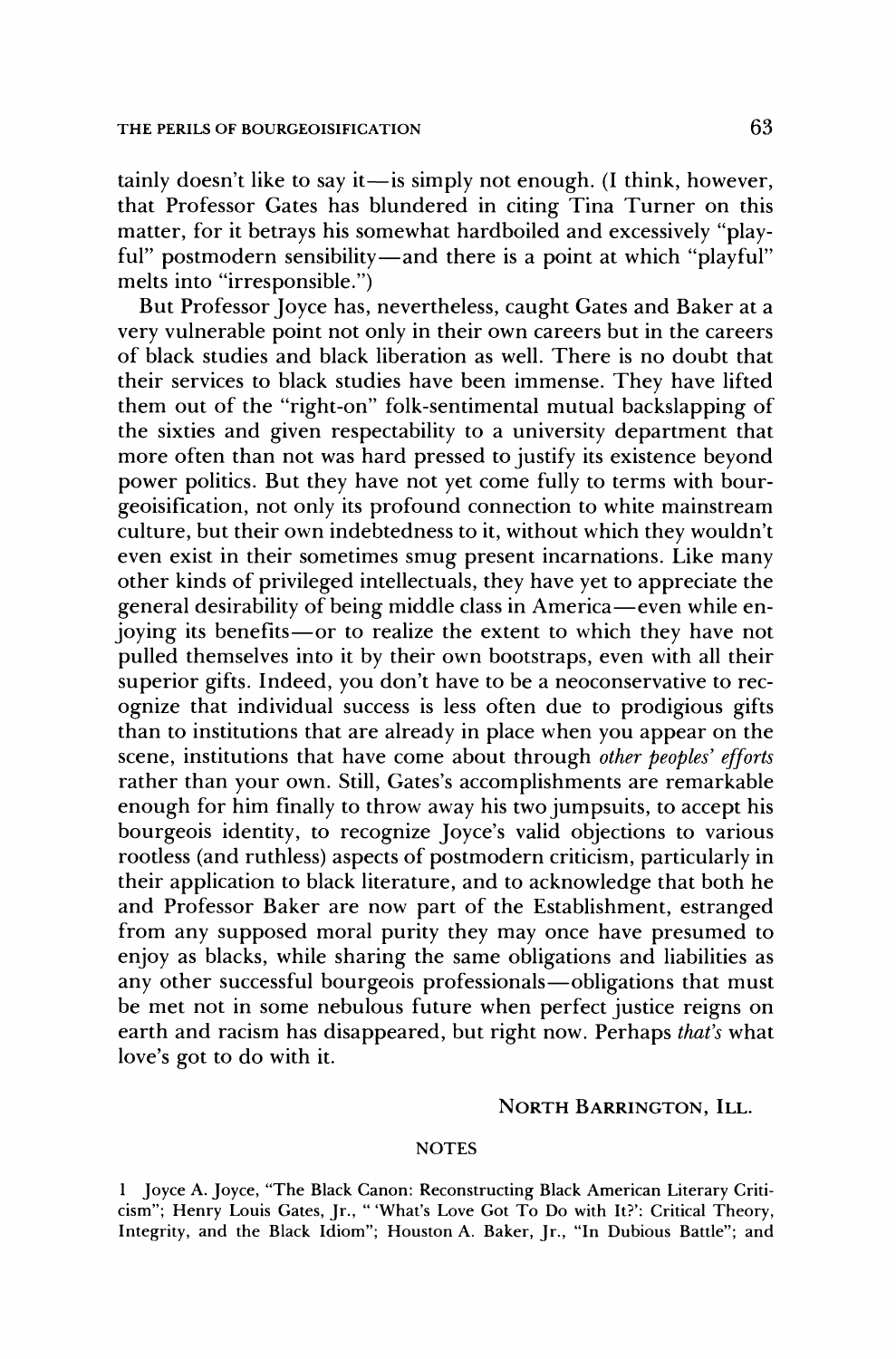tainly doesn't like to say it—is simply not enough. (I think, however, that Professor Gates has blundered in citing Tina Turner on this matter, for it betrays his somewhat hardboiled and excessively "playful" postmodern sensibility—and there is a point at which "playful" melts into "irresponsible.")

But Professor Joyce has, nevertheless, caught Gates and Baker at a very vulnerable point not only in their own careers but in the careers of black studies and black liberation as well. There is no doubt that their services to black studies have been immense. They have lifted them out of the "right-on" folk-sentimental mutual backslapping of the sixties and given respectability to a university department that more often than not was hard pressed to justify its existence beyond power politics. But they have not yet come fully to terms with bourgeoisification, not only its profound connection to white mainstream culture, but their own indebtedness to it, without which they wouldn't even exist in their sometimes smug present incarnations. Like many other kinds of privileged intellectuals, they have yet to appreciate the general desirability of being middle class in America—even while enjoying its benefits—or to realize the extent to which they have not pulled themselves into it by their own bootstraps, even with all their superior gifts. Indeed, you don't have to be a neoconservative to recognize that individual success is less often due to prodigious gifts than to institutions that are already in place when you appear on the scene, institutions that have come about through *other peoples' efforts* rather than your own. Still, Gates's accomplishments are remarkable enough for him finally to throw away his two jumpsuits, to accept his bourgeois identity, to recognize Joyce's valid objections to various rootless (and ruthless) aspects of postmodern criticism, particularly in their application to black literature, and to acknowledge that both he and Professor Baker are now part of the Establishment, estranged from any supposed moral purity they may once have presumed to enjoy as blacks, while sharing the same obligations and liabilities as any other successful bourgeois professionals—obligations that must be met not in some nebulous future when perfect justice reigns on earth and racism has disappeared, but right now. Perhaps *that's* what love's got to do with it.

NORTH BARRINGTON, ILL.

NOTES

1 Joyce A. Joyce, "The Black Canon: Reconstructing Black American Literary Criticism"; Henry Louis Gates, Jr., " 'What's Love Got To Do with It?': Critical Theory, Integrity, and the Black Idiom"; Houston A. Baker, Jr., "In Dubious Battle"; and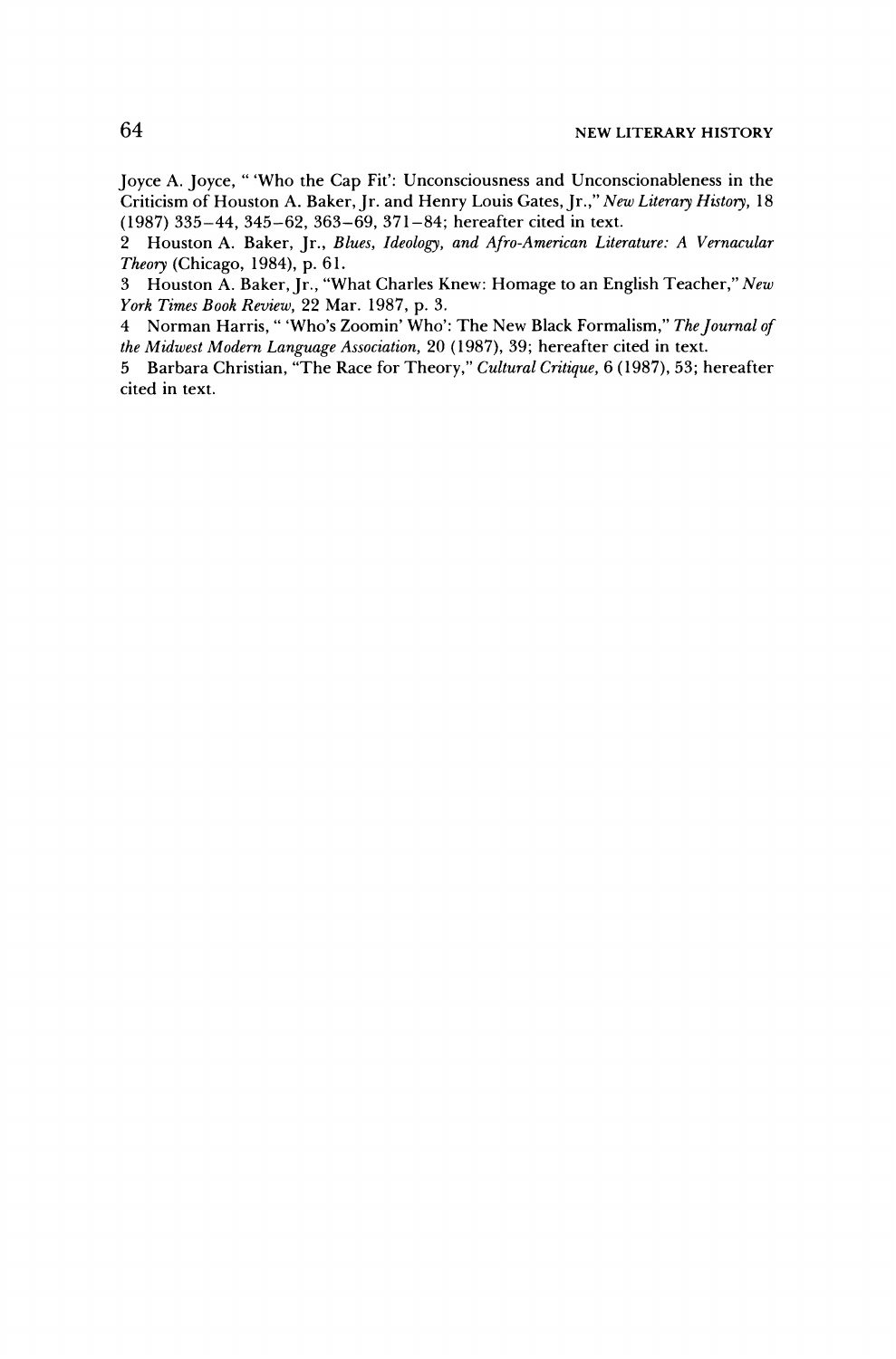Joyce A. Joyce, " 'Who the Cap Fit': Unconsciousness and Unconscionableness in the Criticism of Houston A. Baker, Jr. and Henry Louis Gates, Jr.," *New Literary History,* 18 (1987) 335–44, 345–62, 363–69, 371–84; hereafter cited in text.

2 Houston A. Baker, Jr., *Blues, Ideology, and Afro-American Literature: A Vernacular Theory* (Chicago, 1984), p. 61.

3 Houston A. Baker, Jr., "What Charles Knew: Homage to an English Teacher," *New York Times Book Review,* 22 Mar. 1987, p. 3.

4 Norman Harris, " 'Who's Zoomin' Who': The New Black Formalism," *The Journal of the Midwest Modern Language Association,* 20 (1987), 39; hereafter cited in text.

5 Barbara Christian, "The Race for Theory," *Cultural Critique,* 6 (1987), 53; hereafter cited in text.